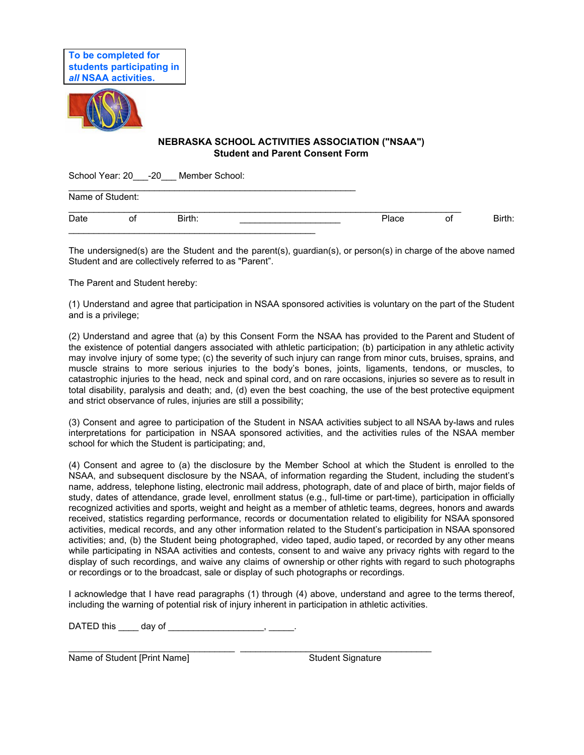To be completed for students participating in *all* NSAA activities.

**NEBRASKA SCHOOL ACTIVITIES ASSOCIATION ("NSAA")**
**Student and Parent Consent Form**

School Year: 20___-20___ Member School: ___________________________________________________________

Name of Student: _________________________________________________________________________________

Date of Birth: ____________________ Place of Birth: ___________________________________________________

The undersigned(s) are the Student and the parent(s), guardian(s), or person(s) in charge of the above named Student and are collectively referred to as "Parent".

The Parent and Student hereby:

(1) Understand and agree that participation in NSAA sponsored activities is voluntary on the part of the Student and is a privilege;

(2) Understand and agree that (a) by this Consent Form the NSAA has provided to the Parent and Student of the existence of potential dangers associated with athletic participation; (b) participation in any athletic activity may involve injury of some type; (c) the severity of such injury can range from minor cuts, bruises, sprains, and muscle strains to more serious injuries to the body's bones, joints, ligaments, tendons, or muscles, to catastrophic injuries to the head, neck and spinal cord, and on rare occasions, injuries so severe as to result in total disability, paralysis and death; and, (d) even the best coaching, the use of the best protective equipment and strict observance of rules, injuries are still a possibility;

(3) Consent and agree to participation of the Student in NSAA activities subject to all NSAA by-laws and rules interpretations for participation in NSAA sponsored activities, and the activities rules of the NSAA member school for which the Student is participating; and,

(4) Consent and agree to (a) the disclosure by the Member School at which the Student is enrolled to the NSAA, and subsequent disclosure by the NSAA, of information regarding the Student, including the student's name, address, telephone listing, electronic mail address, photograph, date of and place of birth, major fields of study, dates of attendance, grade level, enrollment status (e.g., full-time or part-time), participation in officially recognized activities and sports, weight and height as a member of athletic teams, degrees, honors and awards received, statistics regarding performance, records or documentation related to eligibility for NSAA sponsored activities, medical records, and any other information related to the Student's participation in NSAA sponsored activities; and, (b) the Student being photographed, video taped, audio taped, or recorded by any other means while participating in NSAA activities and contests, consent to and waive any privacy rights with regard to the display of such recordings, and waive any claims of ownership or other rights with regard to such photographs or recordings or to the broadcast, sale or display of such photographs or recordings.

I acknowledge that I have read paragraphs (1) through (4) above, understand and agree to the terms thereof, including the warning of potential risk of injury inherent in participation in athletic activities.

DATED this ____ day of ___________________, _____.

_________________________________ ________________________________________
Name of Student [Print Name] Student Signature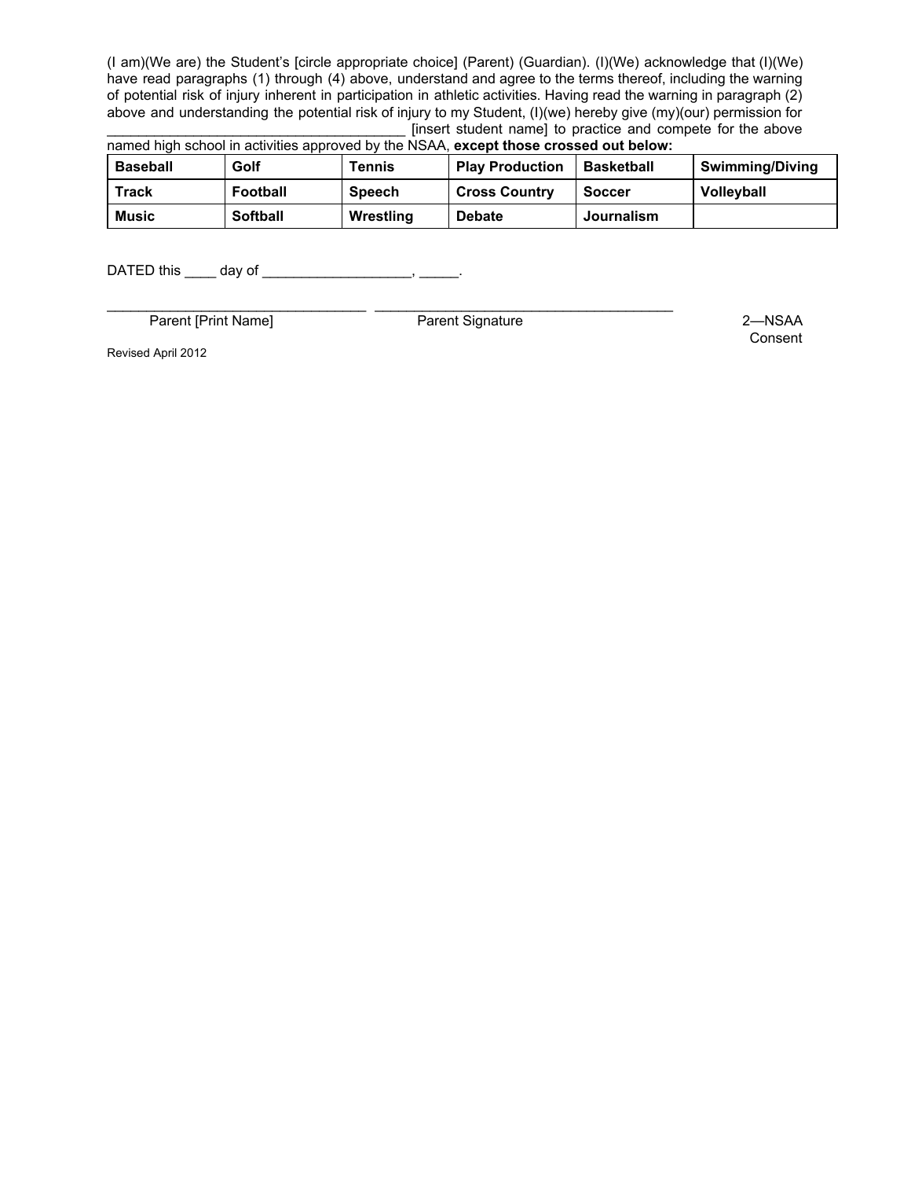(I am)(We are) the Student's [circle appropriate choice] (Parent) (Guardian). (I)(We) acknowledge that (I)(We) have read paragraphs (1) through (4) above, understand and agree to the terms thereof, including the warning of potential risk of injury inherent in participation in athletic activities. Having read the warning in paragraph (2) above and understanding the potential risk of injury to my Student, (I)(we) hereby give (my)(our) permission for ______________________________________ [insert student name] to practice and compete for the above named high school in activities approved by the NSAA, **except those crossed out below:**

| | | | | | |
|---|---|---|---|---|---|
| **Baseball** | **Golf** | **Tennis** | **Play Production** | **Basketball** | **Swimming/Diving** |
| **Track** | **Football** | **Speech** | **Cross Country** | **Soccer** | **Volleyball** |
| **Music** | **Softball** | **Wrestling** | **Debate** | **Journalism** | |

DATED this ____ day of ___________________, _____.

_________________________________ _______________________________________

Parent [Print Name] Parent Signature

2—NSAA Consent

Revised April 2012